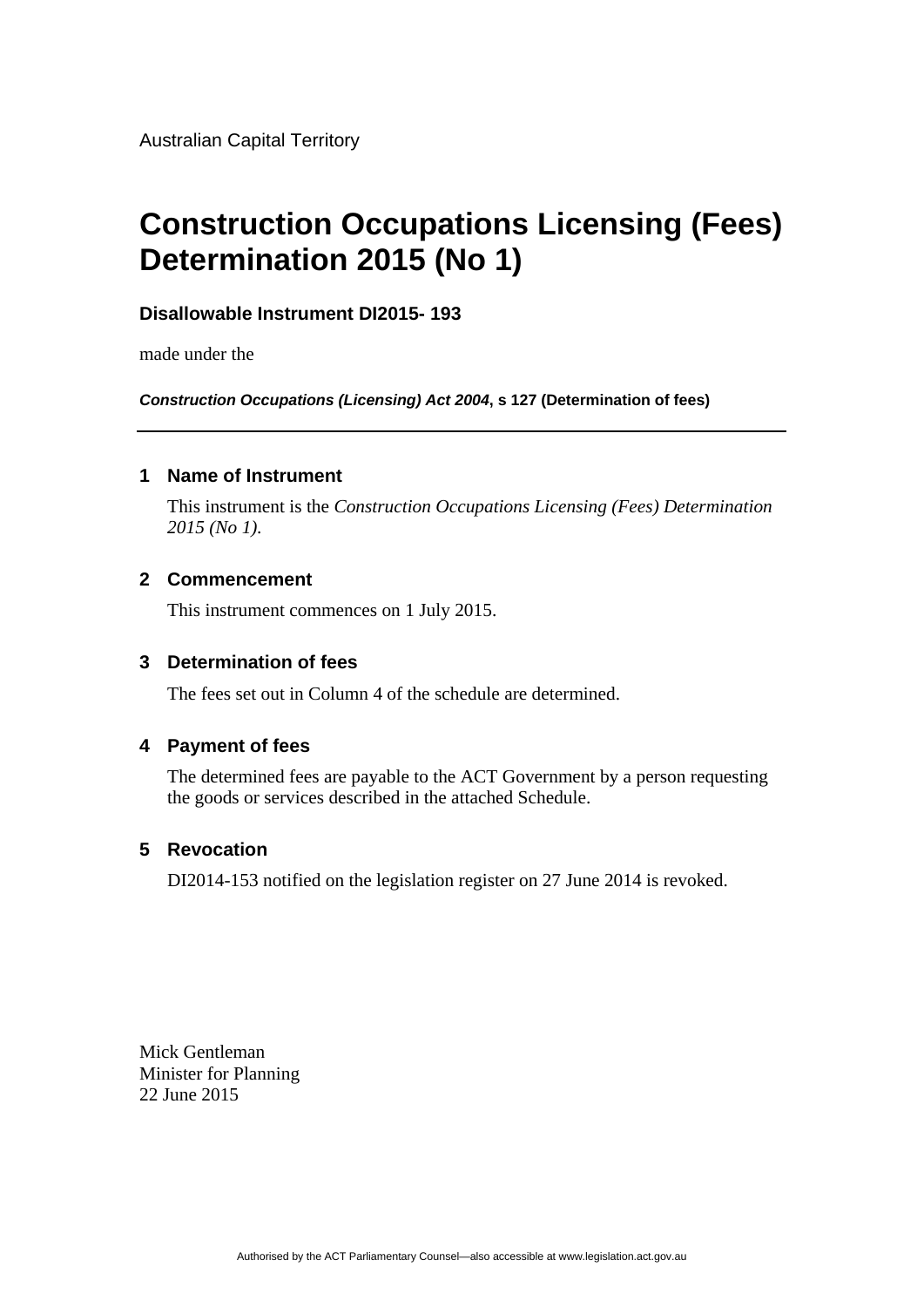Australian Capital Territory

# Construction Occupations Licensing (Fees) Determination 2015 (No 1)

**Disallowable Instrument DI2015- 193**

made under the

***Construction Occupations (Licensing) Act 2004*, s 127 (Determination of fees)**

---

## 1 Name of Instrument

This instrument is the *Construction Occupations Licensing (Fees) Determination 2015 (No 1).*

## 2 Commencement

This instrument commences on 1 July 2015.

## 3 Determination of fees

The fees set out in Column 4 of the schedule are determined.

## 4 Payment of fees

The determined fees are payable to the ACT Government by a person requesting the goods or services described in the attached Schedule.

## 5 Revocation

DI2014-153 notified on the legislation register on 27 June 2014 is revoked.

Mick Gentleman
Minister for Planning
22 June 2015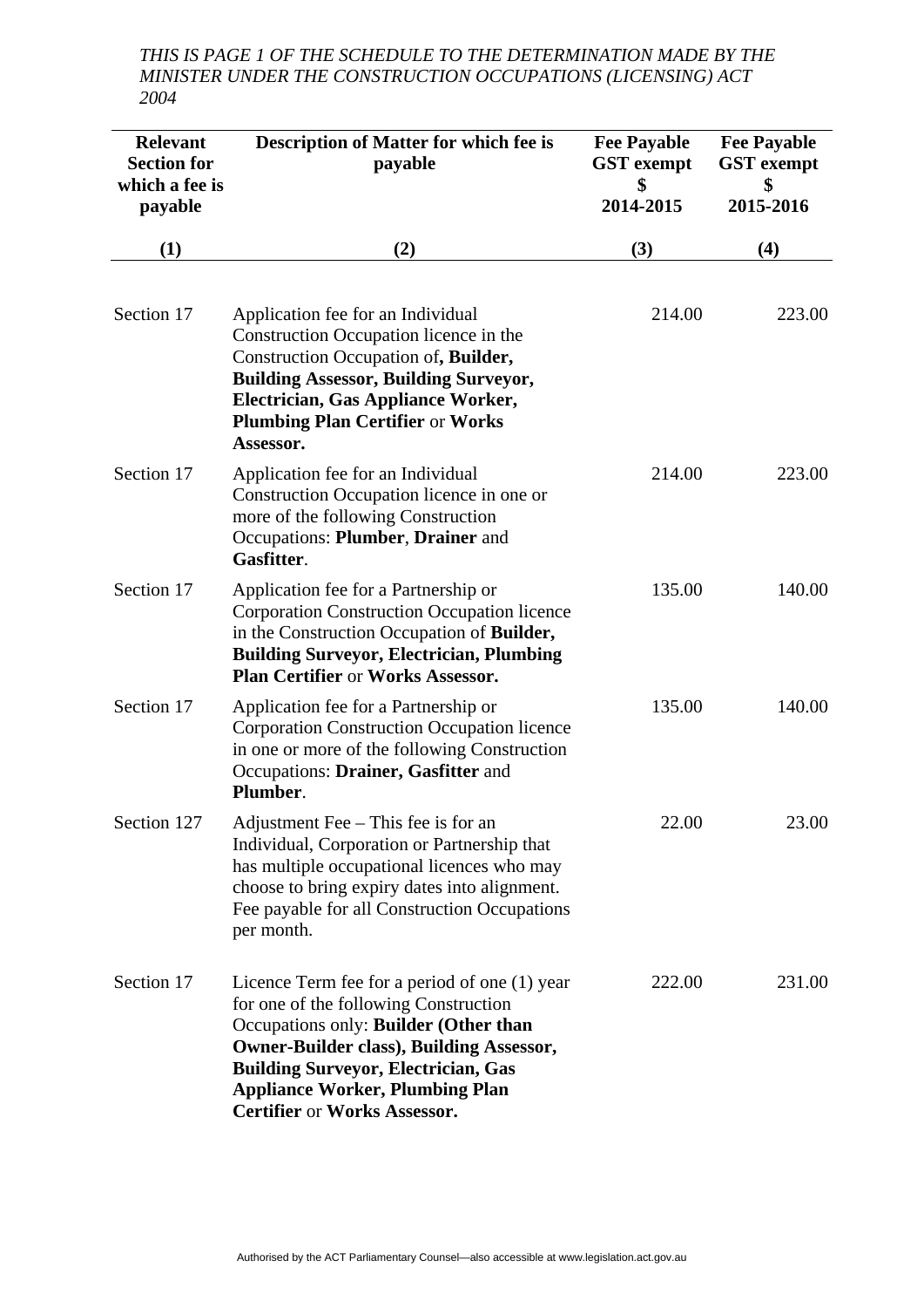*THIS IS PAGE 1 OF THE SCHEDULE TO THE DETERMINATION MADE BY THE MINISTER UNDER THE CONSTRUCTION OCCUPATIONS (LICENSING) ACT 2004*

| Relevant Section for which a fee is payable | Description of Matter for which fee is payable | Fee Payable GST exempt $ 2014-2015 | Fee Payable GST exempt $ 2015-2016 |
|---|---|---|---|
| (1) | (2) | (3) | (4) |
| Section 17 | Application fee for an Individual Construction Occupation licence in the Construction Occupation of**, Builder, Building Assessor, Building Surveyor, Electrician, Gas Appliance Worker, Plumbing Plan Certifier** or **Works Assessor.** | 214.00 | 223.00 |
| Section 17 | Application fee for an Individual Construction Occupation licence in one or more of the following Construction Occupations: **Plumber**, **Drainer** and **Gasfitter**. | 214.00 | 223.00 |
| Section 17 | Application fee for a Partnership or Corporation Construction Occupation licence in the Construction Occupation of **Builder, Building Surveyor, Electrician, Plumbing Plan Certifier** or **Works Assessor.** | 135.00 | 140.00 |
| Section 17 | Application fee for a Partnership or Corporation Construction Occupation licence in one or more of the following Construction Occupations: **Drainer, Gasfitter** and **Plumber**. | 135.00 | 140.00 |
| Section 127 | Adjustment Fee – This fee is for an Individual, Corporation or Partnership that has multiple occupational licences who may choose to bring expiry dates into alignment. Fee payable for all Construction Occupations per month. | 22.00 | 23.00 |
| Section 17 | Licence Term fee for a period of one (1) year for one of the following Construction Occupations only: **Builder (Other than Owner-Builder class), Building Assessor, Building Surveyor, Electrician, Gas Appliance Worker, Plumbing Plan Certifier** or **Works Assessor.** | 222.00 | 231.00 |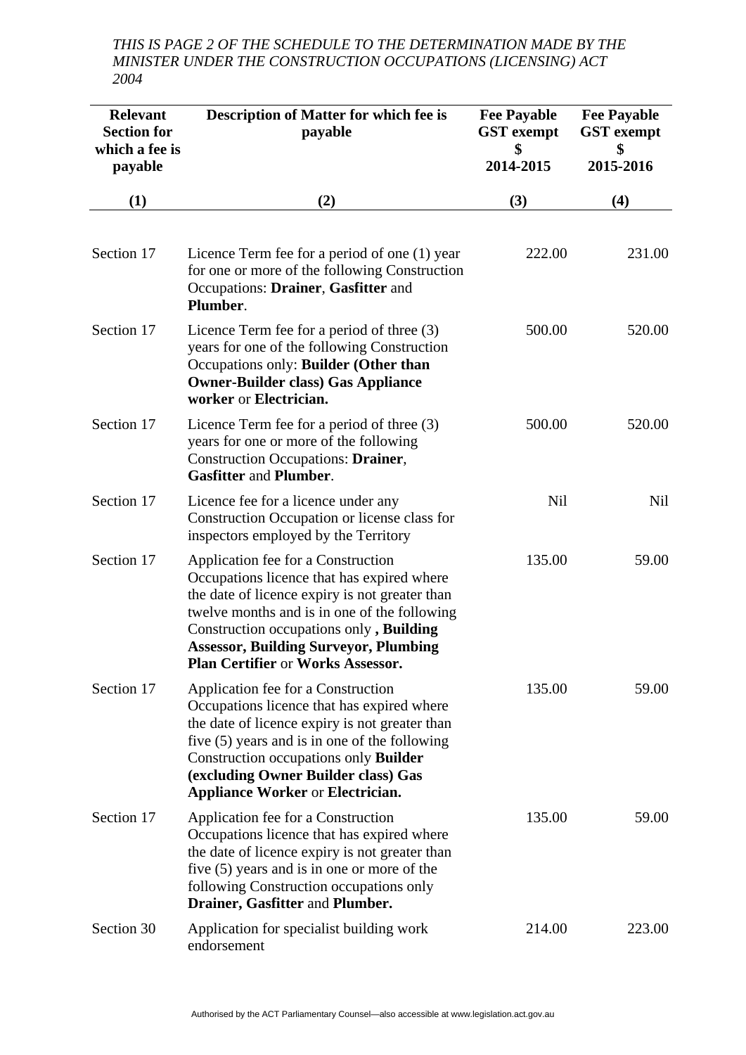*THIS IS PAGE 2 OF THE SCHEDULE TO THE DETERMINATION MADE BY THE MINISTER UNDER THE CONSTRUCTION OCCUPATIONS (LICENSING) ACT 2004*

| Relevant Section for which a fee is payable | Description of Matter for which fee is payable | Fee Payable GST exempt $ 2014-2015 | Fee Payable GST exempt $ 2015-2016 |
|---|---|---|---|
| (1) | (2) | (3) | (4) |
| Section 17 | Licence Term fee for a period of one (1) year for one or more of the following Construction Occupations: **Drainer**, **Gasfitter** and **Plumber**. | 222.00 | 231.00 |
| Section 17 | Licence Term fee for a period of three (3) years for one of the following Construction Occupations only: **Builder (Other than Owner-Builder class) Gas Appliance worker** or **Electrician.** | 500.00 | 520.00 |
| Section 17 | Licence Term fee for a period of three (3) years for one or more of the following Construction Occupations: **Drainer**, **Gasfitter** and **Plumber**. | 500.00 | 520.00 |
| Section 17 | Licence fee for a licence under any Construction Occupation or license class for inspectors employed by the Territory | Nil | Nil |
| Section 17 | Application fee for a Construction Occupations licence that has expired where the date of licence expiry is not greater than twelve months and is in one of the following Construction occupations only **, Building Assessor, Building Surveyor, Plumbing Plan Certifier** or **Works Assessor.** | 135.00 | 59.00 |
| Section 17 | Application fee for a Construction Occupations licence that has expired where the date of licence expiry is not greater than five (5) years and is in one of the following Construction occupations only **Builder (excluding Owner Builder class) Gas Appliance Worker** or **Electrician.** | 135.00 | 59.00 |
| Section 17 | Application fee for a Construction Occupations licence that has expired where the date of licence expiry is not greater than five (5) years and is in one or more of the following Construction occupations only **Drainer, Gasfitter** and **Plumber.** | 135.00 | 59.00 |
| Section 30 | Application for specialist building work endorsement | 214.00 | 223.00 |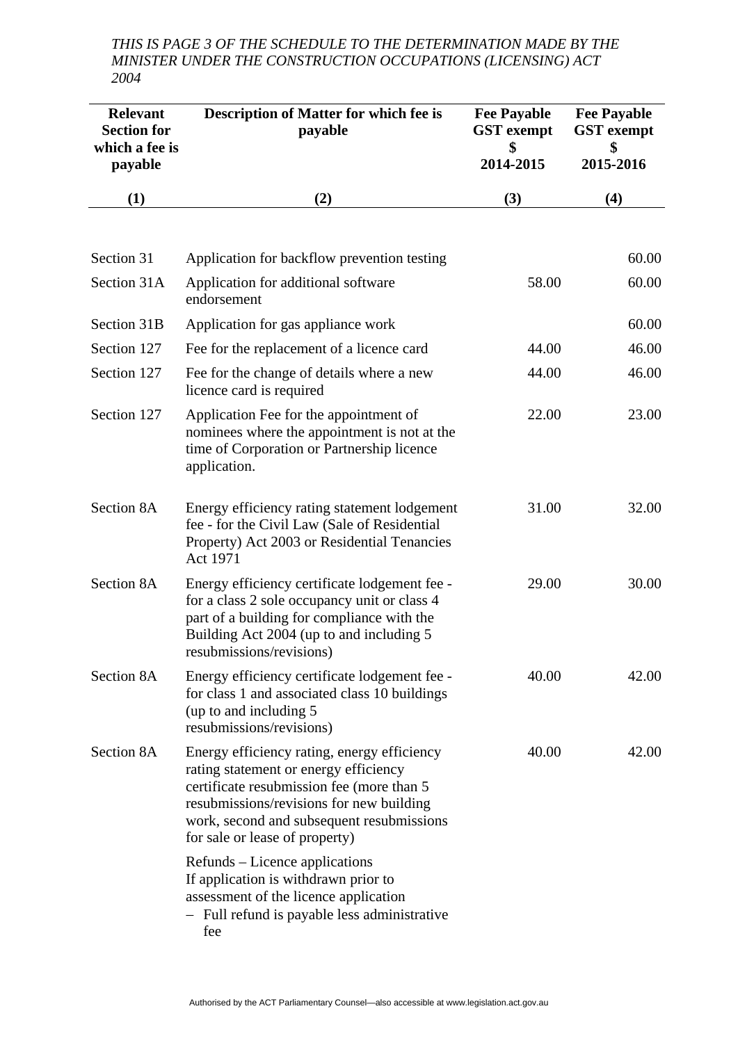*THIS IS PAGE 3 OF THE SCHEDULE TO THE DETERMINATION MADE BY THE MINISTER UNDER THE CONSTRUCTION OCCUPATIONS (LICENSING) ACT 2004*

| Relevant Section for which a fee is payable | Description of Matter for which fee is payable | Fee Payable GST exempt $ 2014-2015 | Fee Payable GST exempt $ 2015-2016 |
|---|---|---|---|
| **(1)** | **(2)** | **(3)** | **(4)** |
| Section 31 | Application for backflow prevention testing | | 60.00 |
| Section 31A | Application for additional software endorsement | 58.00 | 60.00 |
| Section 31B | Application for gas appliance work | | 60.00 |
| Section 127 | Fee for the replacement of a licence card | 44.00 | 46.00 |
| Section 127 | Fee for the change of details where a new licence card is required | 44.00 | 46.00 |
| Section 127 | Application Fee for the appointment of nominees where the appointment is not at the time of Corporation or Partnership licence application. | 22.00 | 23.00 |
| Section 8A | Energy efficiency rating statement lodgement fee - for the Civil Law (Sale of Residential Property) Act 2003 or Residential Tenancies Act 1971 | 31.00 | 32.00 |
| Section 8A | Energy efficiency certificate lodgement fee - for a class 2 sole occupancy unit or class 4 part of a building for compliance with the Building Act 2004 (up to and including 5 resubmissions/revisions) | 29.00 | 30.00 |
| Section 8A | Energy efficiency certificate lodgement fee - for class 1 and associated class 10 buildings (up to and including 5 resubmissions/revisions) | 40.00 | 42.00 |
| Section 8A | Energy efficiency rating, energy efficiency rating statement or energy efficiency certificate resubmission fee (more than 5 resubmissions/revisions for new building work, second and subsequent resubmissions for sale or lease of property) | 40.00 | 42.00 |
| | Refunds – Licence applications<br>If application is withdrawn prior to assessment of the licence application<br>– Full refund is payable less administrative fee | | |